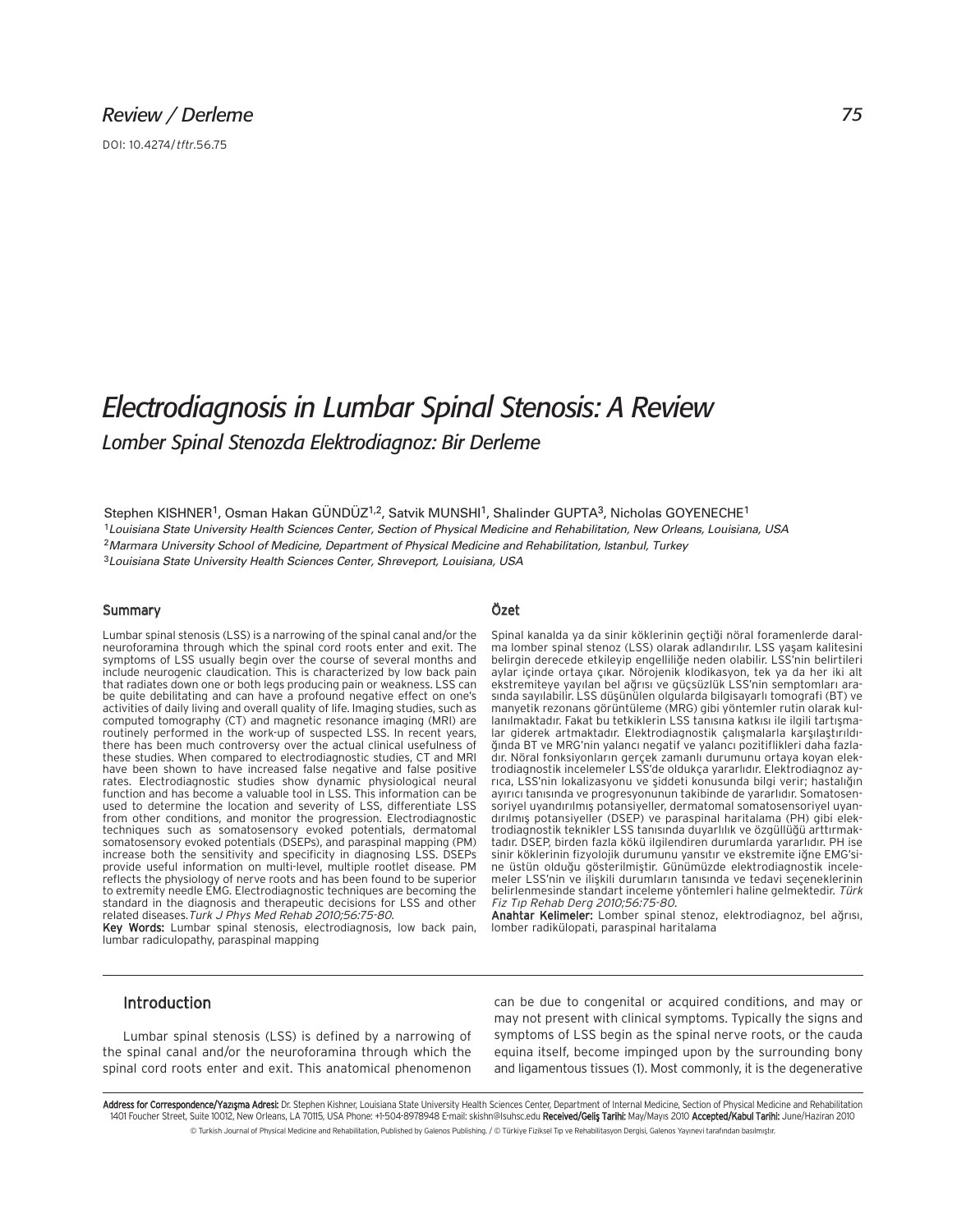Review / Derleme

DOI: 10.4274/tftr.56.75

# Electrodiagnosis in Lumbar Spinal Stenosis: A Review

## Lomber Spinal Stenozda Elektrodiagnoz: Bir Derleme

Stephen KISHNER[1], Osman Hakan GÜNDÜZ[1,2], Satvik MUNSHI[1], Shalinder GUPTA[3], Nicholas GOYENECHE[1]

[1]*Louisiana State University Health Sciences Center, Section of Physical Medicine and Rehabilitation, New Orleans, Louisiana, USA*

[2]*Marmara University School of Medicine, Department of Physical Medicine and Rehabilitation, Istanbul, Turkey*

[3]*Louisiana State University Health Sciences Center, Shreveport, Louisiana, USA*

### Summary

Lumbar spinal stenosis (LSS) is a narrowing of the spinal canal and/or the neuroforamina through which the spinal cord roots enter and exit. The symptoms of LSS usually begin over the course of several months and include neurogenic claudication. This is characterized by low back pain that radiates down one or both legs producing pain or weakness. LSS can be quite debilitating and can have a profound negative effect on one's activities of daily living and overall quality of life. Imaging studies, such as computed tomography (CT) and magnetic resonance imaging (MRI) are routinely performed in the work-up of suspected LSS. In recent years, there has been much controversy over the actual clinical usefulness of these studies. When compared to electrodiagnostic studies, CT and MRI have been shown to have increased false negative and false positive rates. Electrodiagnostic studies show dynamic physiological neural function and has become a valuable tool in LSS. This information can be used to determine the location and severity of LSS, differentiate LSS from other conditions, and monitor the progression. Electrodiagnostic techniques such as somatosensory evoked potentials, dermatomal somatosensory evoked potentials (DSEPs), and paraspinal mapping (PM) increase both the sensitivity and specificity in diagnosing LSS. DSEPs provide useful information on multi-level, multiple rootlet disease. PM reflects the physiology of nerve roots and has been found to be superior to extremity needle EMG. Electrodiagnostic techniques are becoming the standard in the diagnosis and therapeutic decisions for LSS and other related diseases. *Turk J Phys Med Rehab 2010;56:75-80.*

**Key Words:** Lumbar spinal stenosis, electrodiagnosis, low back pain, lumbar radiculopathy, paraspinal mapping

### Özet

Spinal kanalda ya da sinir köklerinin geçtiği nöral foramenlerde daralma lomber spinal stenoz (LSS) olarak adlandırılır. LSS yaşam kalitesini belirgin derecede etkileyip engelliliğe neden olabilir. LSS'nin belirtileri aylar içinde ortaya çıkar. Nörojenik klodikasyon, tek ya da her iki alt ekstremiteye yayılan bel ağrısı ve güçsüzlük LSS'nin semptomları arasında sayılabilir. LSS düşünülen olgularda bilgisayarlı tomografi (BT) ve manyetik rezonans görüntüleme (MRG) gibi yöntemler rutin olarak kullanılmaktadır. Fakat bu tetkiklerin LSS tanısına katkısı ile ilgili tartışmalar giderek artmaktadır. Elektrodiagnostik çalışmalarla karşılaştırıldığında BT ve MRG'nin yalancı negatif ve yalancı pozitiflikleri daha fazladır. Nöral fonksiyonların gerçek zamanlı durumunu ortaya koyan elektrodiagnostik incelemeler LSS'de oldukça yararlıdır. Elektrodiagnoz ayrıca, LSS'nin lokalizasyonu ve şiddeti konusunda bilgi verir; hastalığın ayırıcı tanısında ve progresyonunun takibinde de yararlıdır. Somatosensoriyel uyandırılmış potansiyeller, dermatomal somatosensoriyel uyandırılmış potansiyeller (DSEP) ve paraspinal haritalama (PH) gibi elektrodiagnostik teknikler LSS tanısında duyarlılık ve özgüllüğü arttırmaktadır. DSEP, birden fazla kökü ilgilendiren durumlarda yararlıdır. PH ise sinir köklerinin fizyolojik durumunu yansıtır ve ekstremite iğne EMG'sine üstün olduğu gösterilmiştir. Günümüzde elektrodiagnostik incelemeler LSS'nin ve ilişkili durumların tanısında ve tedavi seçeneklerinin belirlenmesinde standart inceleme yöntemleri haline gelmektedir. *Türk Fiz Tıp Rehab Derg 2010;56:75-80.*

**Anahtar Kelimeler:** Lomber spinal stenoz, elektrodiagnoz, bel ağrısı, lomber radikülopati, paraspinal haritalama

## Introduction

Lumbar spinal stenosis (LSS) is defined by a narrowing of the spinal canal and/or the neuroforamina through which the spinal cord roots enter and exit. This anatomical phenomenon can be due to congenital or acquired conditions, and may or may not present with clinical symptoms. Typically the signs and symptoms of LSS begin as the spinal nerve roots, or the cauda equina itself, become impinged upon by the surrounding bony and ligamentous tissues (1). Most commonly, it is the degenerative

**Address for Correspondence/Yazışma Adresi:** Dr. Stephen Kishner, Louisiana State University Health Sciences Center, Department of Internal Medicine, Section of Physical Medicine and Rehabilitation 1401 Foucher Street, Suite 10012, New Orleans, LA 70115, USA Phone: +1-504-8978948 E-mail: skishn@lsuhsc.edu **Received/Geliş Tarihi:** May/Mayıs 2010 **Accepted/Kabul Tarihi:** June/Haziran 2010

© Turkish Journal of Physical Medicine and Rehabilitation, Published by Galenos Publishing. / © Türkiye Fiziksel Tıp ve Rehabilitasyon Dergisi, Galenos Yayınevi tarafından basılmıştır.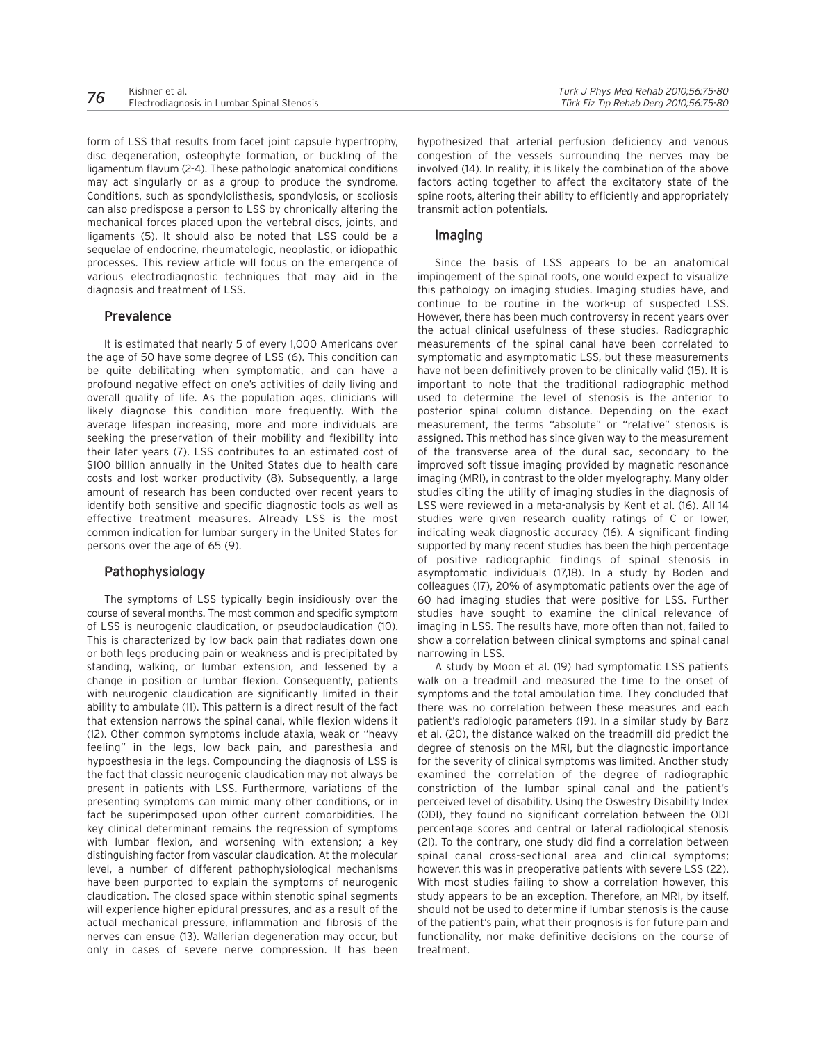form of LSS that results from facet joint capsule hypertrophy, disc degeneration, osteophyte formation, or buckling of the ligamentum flavum (2-4). These pathologic anatomical conditions may act singularly or as a group to produce the syndrome. Conditions, such as spondylolisthesis, spondylosis, or scoliosis can also predispose a person to LSS by chronically altering the mechanical forces placed upon the vertebral discs, joints, and ligaments (5). It should also be noted that LSS could be a sequelae of endocrine, rheumatologic, neoplastic, or idiopathic processes. This review article will focus on the emergence of various electrodiagnostic techniques that may aid in the diagnosis and treatment of LSS.

## Prevalence

It is estimated that nearly 5 of every 1,000 Americans over the age of 50 have some degree of LSS (6). This condition can be quite debilitating when symptomatic, and can have a profound negative effect on one's activities of daily living and overall quality of life. As the population ages, clinicians will likely diagnose this condition more frequently. With the average lifespan increasing, more and more individuals are seeking the preservation of their mobility and flexibility into their later years (7). LSS contributes to an estimated cost of $100 billion annually in the United States due to health care costs and lost worker productivity (8). Subsequently, a large amount of research has been conducted over recent years to identify both sensitive and specific diagnostic tools as well as effective treatment measures. Already LSS is the most common indication for lumbar surgery in the United States for persons over the age of 65 (9).

## Pathophysiology

The symptoms of LSS typically begin insidiously over the course of several months. The most common and specific symptom of LSS is neurogenic claudication, or pseudoclaudication (10). This is characterized by low back pain that radiates down one or both legs producing pain or weakness and is precipitated by standing, walking, or lumbar extension, and lessened by a change in position or lumbar flexion. Consequently, patients with neurogenic claudication are significantly limited in their ability to ambulate (11). This pattern is a direct result of the fact that extension narrows the spinal canal, while flexion widens it (12). Other common symptoms include ataxia, weak or "heavy feeling" in the legs, low back pain, and paresthesia and hypoesthesia in the legs. Compounding the diagnosis of LSS is the fact that classic neurogenic claudication may not always be present in patients with LSS. Furthermore, variations of the presenting symptoms can mimic many other conditions, or in fact be superimposed upon other current comorbidities. The key clinical determinant remains the regression of symptoms with lumbar flexion, and worsening with extension; a key distinguishing factor from vascular claudication. At the molecular level, a number of different pathophysiological mechanisms have been purported to explain the symptoms of neurogenic claudication. The closed space within stenotic spinal segments will experience higher epidural pressures, and as a result of the actual mechanical pressure, inflammation and fibrosis of the nerves can ensue (13). Wallerian degeneration may occur, but only in cases of severe nerve compression. It has been hypothesized that arterial perfusion deficiency and venous congestion of the vessels surrounding the nerves may be involved (14). In reality, it is likely the combination of the above factors acting together to affect the excitatory state of the spine roots, altering their ability to efficiently and appropriately transmit action potentials.

## Imaging

Since the basis of LSS appears to be an anatomical impingement of the spinal roots, one would expect to visualize this pathology on imaging studies. Imaging studies have, and continue to be routine in the work-up of suspected LSS. However, there has been much controversy in recent years over the actual clinical usefulness of these studies. Radiographic measurements of the spinal canal have been correlated to symptomatic and asymptomatic LSS, but these measurements have not been definitively proven to be clinically valid (15). It is important to note that the traditional radiographic method used to determine the level of stenosis is the anterior to posterior spinal column distance. Depending on the exact measurement, the terms "absolute" or "relative" stenosis is assigned. This method has since given way to the measurement of the transverse area of the dural sac, secondary to the improved soft tissue imaging provided by magnetic resonance imaging (MRI), in contrast to the older myelography. Many older studies citing the utility of imaging studies in the diagnosis of LSS were reviewed in a meta-analysis by Kent et al. (16). All 14 studies were given research quality ratings of C or lower, indicating weak diagnostic accuracy (16). A significant finding supported by many recent studies has been the high percentage of positive radiographic findings of spinal stenosis in asymptomatic individuals (17,18). In a study by Boden and colleagues (17), 20% of asymptomatic patients over the age of 60 had imaging studies that were positive for LSS. Further studies have sought to examine the clinical relevance of imaging in LSS. The results have, more often than not, failed to show a correlation between clinical symptoms and spinal canal narrowing in LSS.

A study by Moon et al. (19) had symptomatic LSS patients walk on a treadmill and measured the time to the onset of symptoms and the total ambulation time. They concluded that there was no correlation between these measures and each patient's radiologic parameters (19). In a similar study by Barz et al. (20), the distance walked on the treadmill did predict the degree of stenosis on the MRI, but the diagnostic importance for the severity of clinical symptoms was limited. Another study examined the correlation of the degree of radiographic constriction of the lumbar spinal canal and the patient's perceived level of disability. Using the Oswestry Disability Index (ODI), they found no significant correlation between the ODI percentage scores and central or lateral radiological stenosis (21). To the contrary, one study did find a correlation between spinal canal cross-sectional area and clinical symptoms; however, this was in preoperative patients with severe LSS (22). With most studies failing to show a correlation however, this study appears to be an exception. Therefore, an MRI, by itself, should not be used to determine if lumbar stenosis is the cause of the patient's pain, what their prognosis is for future pain and functionality, nor make definitive decisions on the course of treatment.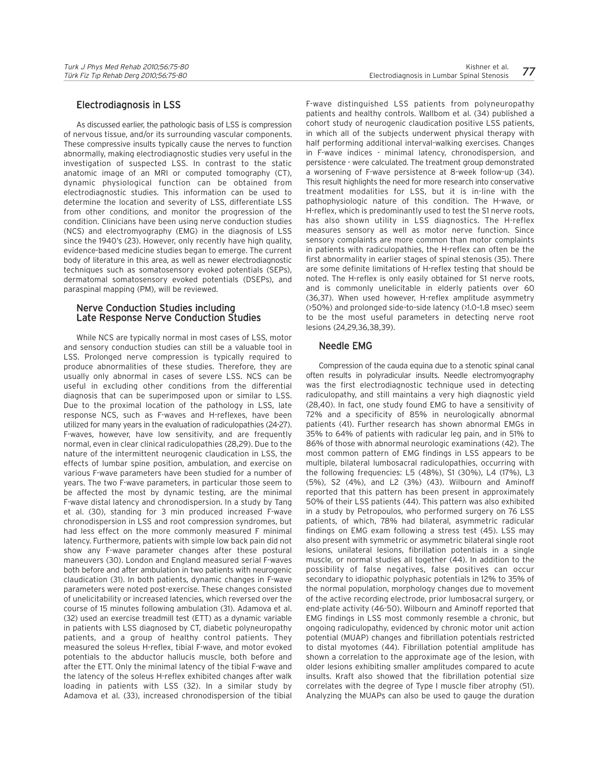## Electrodiagnosis in LSS

As discussed earlier, the pathologic basis of LSS is compression of nervous tissue, and/or its surrounding vascular components. These compressive insults typically cause the nerves to function abnormally, making electrodiagnostic studies very useful in the investigation of suspected LSS. In contrast to the static anatomic image of an MRI or computed tomography (CT), dynamic physiological function can be obtained from electrodiagnostic studies. This information can be used to determine the location and severity of LSS, differentiate LSS from other conditions, and monitor the progression of the condition. Clinicians have been using nerve conduction studies (NCS) and electromyography (EMG) in the diagnosis of LSS since the 1940's (23). However, only recently have high quality, evidence-based medicine studies began to emerge. The current body of literature in this area, as well as newer electrodiagnostic techniques such as somatosensory evoked potentials (SEPs), dermatomal somatosensory evoked potentials (DSEPs), and paraspinal mapping (PM), will be reviewed.

### Nerve Conduction Studies including Late Response Nerve Conduction Studies

While NCS are typically normal in most cases of LSS, motor and sensory conduction studies can still be a valuable tool in LSS. Prolonged nerve compression is typically required to produce abnormalities of these studies. Therefore, they are usually only abnormal in cases of severe LSS. NCS can be useful in excluding other conditions from the differential diagnosis that can be superimposed upon or similar to LSS. Due to the proximal location of the pathology in LSS, late response NCS, such as F-waves and H-reflexes, have been utilized for many years in the evaluation of radiculopathies (24-27). F-waves, however, have low sensitivity, and are frequently normal, even in clear clinical radiculopathies (28,29). Due to the nature of the intermittent neurogenic claudication in LSS, the effects of lumbar spine position, ambulation, and exercise on various F-wave parameters have been studied for a number of years. The two F-wave parameters, in particular those seem to be affected the most by dynamic testing, are the minimal F-wave distal latency and chronodispersion. In a study by Tang et al. (30), standing for 3 min produced increased F-wave chronodispersion in LSS and root compression syndromes, but had less effect on the more commonly measured F minimal latency. Furthermore, patients with simple low back pain did not show any F-wave parameter changes after these postural maneuvers (30). London and England measured serial F-waves both before and after ambulation in two patients with neurogenic claudication (31). In both patients, dynamic changes in F-wave parameters were noted post-exercise. These changes consisted of unelicitability or increased latencies, which reversed over the course of 15 minutes following ambulation (31). Adamova et al. (32) used an exercise treadmill test (ETT) as a dynamic variable in patients with LSS diagnosed by CT, diabetic polyneuropathy patients, and a group of healthy control patients. They measured the soleus H-reflex, tibial F-wave, and motor evoked potentials to the abductor hallucis muscle, both before and after the ETT. Only the minimal latency of the tibial F-wave and the latency of the soleus H-reflex exhibited changes after walk loading in patients with LSS (32). In a similar study by Adamova et al. (33), increased chronodispersion of the tibial F-wave distinguished LSS patients from polyneuropathy patients and healthy controls. Wallbom et al. (34) published a cohort study of neurogenic claudication positive LSS patients, in which all of the subjects underwent physical therapy with half performing additional interval-walking exercises. Changes in F-wave indices - minimal latency, chronodispersion, and persistence - were calculated. The treatment group demonstrated a worsening of F-wave persistence at 8-week follow-up (34). This result highlights the need for more research into conservative treatment modalities for LSS, but it is in-line with the pathophysiologic nature of this condition. The H-wave, or H-reflex, which is predominantly used to test the S1 nerve roots, has also shown utility in LSS diagnostics. The H-reflex measures sensory as well as motor nerve function. Since sensory complaints are more common than motor complaints in patients with radiculopathies, the H-reflex can often be the first abnormality in earlier stages of spinal stenosis (35). There are some definite limitations of H-reflex testing that should be noted. The H-reflex is only easily obtained for S1 nerve roots, and is commonly unelicitable in elderly patients over 60 (36,37). When used however, H-reflex amplitude asymmetry (>50%) and prolonged side-to-side latency (>1.0–1.8 msec) seem to be the most useful parameters in detecting nerve root lesions (24,29,36,38,39).

### Needle EMG

Compression of the cauda equina due to a stenotic spinal canal often results in polyradicular insults. Needle electromyography was the first electrodiagnostic technique used in detecting radiculopathy, and still maintains a very high diagnostic yield (28,40). In fact, one study found EMG to have a sensitivity of 72% and a specificity of 85% in neurologically abnormal patients (41). Further research has shown abnormal EMGs in 35% to 64% of patients with radicular leg pain, and in 51% to 86% of those with abnormal neurologic examinations (42). The most common pattern of EMG findings in LSS appears to be multiple, bilateral lumbosacral radiculopathies, occurring with the following frequencies: L5 (48%), S1 (30%), L4 (17%), L3 (5%), S2 (4%), and L2 (3%) (43). Wilbourn and Aminoff reported that this pattern has been present in approximately 50% of their LSS patients (44). This pattern was also exhibited in a study by Petropoulos, who performed surgery on 76 LSS patients, of which, 78% had bilateral, asymmetric radicular findings on EMG exam following a stress test (45). LSS may also present with symmetric or asymmetric bilateral single root lesions, unilateral lesions, fibrillation potentials in a single muscle, or normal studies all together (44). In addition to the possibility of false negatives, false positives can occur secondary to idiopathic polyphasic potentials in 12% to 35% of the normal population, morphology changes due to movement of the active recording electrode, prior lumbosacral surgery, or end-plate activity (46-50). Wilbourn and Aminoff reported that EMG findings in LSS most commonly resemble a chronic, but ongoing radiculopathy, evidenced by chronic motor unit action potential (MUAP) changes and fibrillation potentials restricted to distal myotomes (44). Fibrillation potential amplitude has shown a correlation to the approximate age of the lesion, with older lesions exhibiting smaller amplitudes compared to acute insults. Kraft also showed that the fibrillation potential size correlates with the degree of Type I muscle fiber atrophy (51). Analyzing the MUAPs can also be used to gauge the duration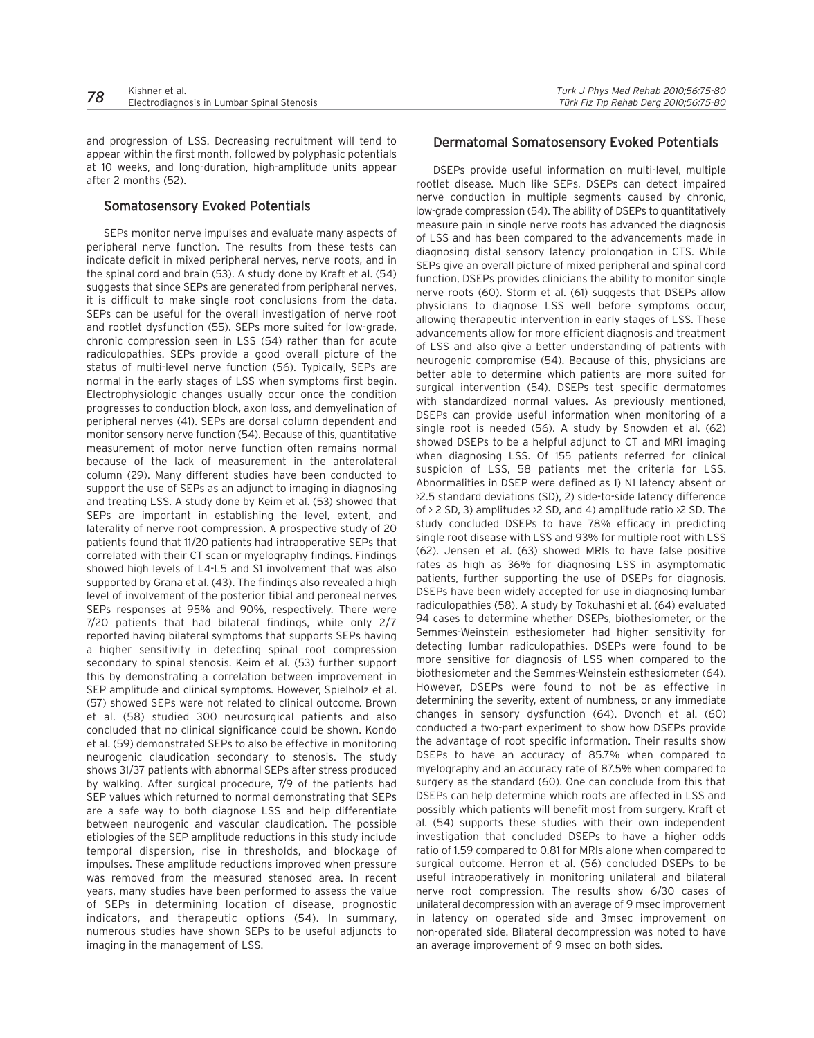and progression of LSS. Decreasing recruitment will tend to appear within the first month, followed by polyphasic potentials at 10 weeks, and long-duration, high-amplitude units appear after 2 months (52).

## Somatosensory Evoked Potentials

SEPs monitor nerve impulses and evaluate many aspects of peripheral nerve function. The results from these tests can indicate deficit in mixed peripheral nerves, nerve roots, and in the spinal cord and brain (53). A study done by Kraft et al. (54) suggests that since SEPs are generated from peripheral nerves, it is difficult to make single root conclusions from the data. SEPs can be useful for the overall investigation of nerve root and rootlet dysfunction (55). SEPs more suited for low-grade, chronic compression seen in LSS (54) rather than for acute radiculopathies. SEPs provide a good overall picture of the status of multi-level nerve function (56). Typically, SEPs are normal in the early stages of LSS when symptoms first begin. Electrophysiologic changes usually occur once the condition progresses to conduction block, axon loss, and demyelination of peripheral nerves (41). SEPs are dorsal column dependent and monitor sensory nerve function (54). Because of this, quantitative measurement of motor nerve function often remains normal because of the lack of measurement in the anterolateral column (29). Many different studies have been conducted to support the use of SEPs as an adjunct to imaging in diagnosing and treating LSS. A study done by Keim et al. (53) showed that SEPs are important in establishing the level, extent, and laterality of nerve root compression. A prospective study of 20 patients found that 11/20 patients had intraoperative SEPs that correlated with their CT scan or myelography findings. Findings showed high levels of L4-L5 and S1 involvement that was also supported by Grana et al. (43). The findings also revealed a high level of involvement of the posterior tibial and peroneal nerves SEPs responses at 95% and 90%, respectively. There were 7/20 patients that had bilateral findings, while only 2/7 reported having bilateral symptoms that supports SEPs having a higher sensitivity in detecting spinal root compression secondary to spinal stenosis. Keim et al. (53) further support this by demonstrating a correlation between improvement in SEP amplitude and clinical symptoms. However, Spielholz et al. (57) showed SEPs were not related to clinical outcome. Brown et al. (58) studied 300 neurosurgical patients and also concluded that no clinical significance could be shown. Kondo et al. (59) demonstrated SEPs to also be effective in monitoring neurogenic claudication secondary to stenosis. The study shows 31/37 patients with abnormal SEPs after stress produced by walking. After surgical procedure, 7/9 of the patients had SEP values which returned to normal demonstrating that SEPs are a safe way to both diagnose LSS and help differentiate between neurogenic and vascular claudication. The possible etiologies of the SEP amplitude reductions in this study include temporal dispersion, rise in thresholds, and blockage of impulses. These amplitude reductions improved when pressure was removed from the measured stenosed area. In recent years, many studies have been performed to assess the value of SEPs in determining location of disease, prognostic indicators, and therapeutic options (54). In summary, numerous studies have shown SEPs to be useful adjuncts to imaging in the management of LSS.

## Dermatomal Somatosensory Evoked Potentials

DSEPs provide useful information on multi-level, multiple rootlet disease. Much like SEPs, DSEPs can detect impaired nerve conduction in multiple segments caused by chronic, low-grade compression (54). The ability of DSEPs to quantitatively measure pain in single nerve roots has advanced the diagnosis of LSS and has been compared to the advancements made in diagnosing distal sensory latency prolongation in CTS. While SEPs give an overall picture of mixed peripheral and spinal cord function, DSEPs provides clinicians the ability to monitor single nerve roots (60). Storm et al. (61) suggests that DSEPs allow physicians to diagnose LSS well before symptoms occur, allowing therapeutic intervention in early stages of LSS. These advancements allow for more efficient diagnosis and treatment of LSS and also give a better understanding of patients with neurogenic compromise (54). Because of this, physicians are better able to determine which patients are more suited for surgical intervention (54). DSEPs test specific dermatomes with standardized normal values. As previously mentioned, DSEPs can provide useful information when monitoring of a single root is needed (56). A study by Snowden et al. (62) showed DSEPs to be a helpful adjunct to CT and MRI imaging when diagnosing LSS. Of 155 patients referred for clinical suspicion of LSS, 58 patients met the criteria for LSS. Abnormalities in DSEP were defined as 1) N1 latency absent or >2.5 standard deviations (SD), 2) side-to-side latency difference of > 2 SD, 3) amplitudes >2 SD, and 4) amplitude ratio >2 SD. The study concluded DSEPs to have 78% efficacy in predicting single root disease with LSS and 93% for multiple root with LSS (62). Jensen et al. (63) showed MRIs to have false positive rates as high as 36% for diagnosing LSS in asymptomatic patients, further supporting the use of DSEPs for diagnosis. DSEPs have been widely accepted for use in diagnosing lumbar radiculopathies (58). A study by Tokuhashi et al. (64) evaluated 94 cases to determine whether DSEPs, biothesiometer, or the Semmes-Weinstein esthesiometer had higher sensitivity for detecting lumbar radiculopathies. DSEPs were found to be more sensitive for diagnosis of LSS when compared to the biothesiometer and the Semmes-Weinstein esthesiometer (64). However, DSEPs were found to not be as effective in determining the severity, extent of numbness, or any immediate changes in sensory dysfunction (64). Dvonch et al. (60) conducted a two-part experiment to show how DSEPs provide the advantage of root specific information. Their results show DSEPs to have an accuracy of 85.7% when compared to myelography and an accuracy rate of 87.5% when compared to surgery as the standard (60). One can conclude from this that DSEPs can help determine which roots are affected in LSS and possibly which patients will benefit most from surgery. Kraft et al. (54) supports these studies with their own independent investigation that concluded DSEPs to have a higher odds ratio of 1.59 compared to 0.81 for MRIs alone when compared to surgical outcome. Herron et al. (56) concluded DSEPs to be useful intraoperatively in monitoring unilateral and bilateral nerve root compression. The results show 6/30 cases of unilateral decompression with an average of 9 msec improvement in latency on operated side and 3msec improvement on non-operated side. Bilateral decompression was noted to have an average improvement of 9 msec on both sides.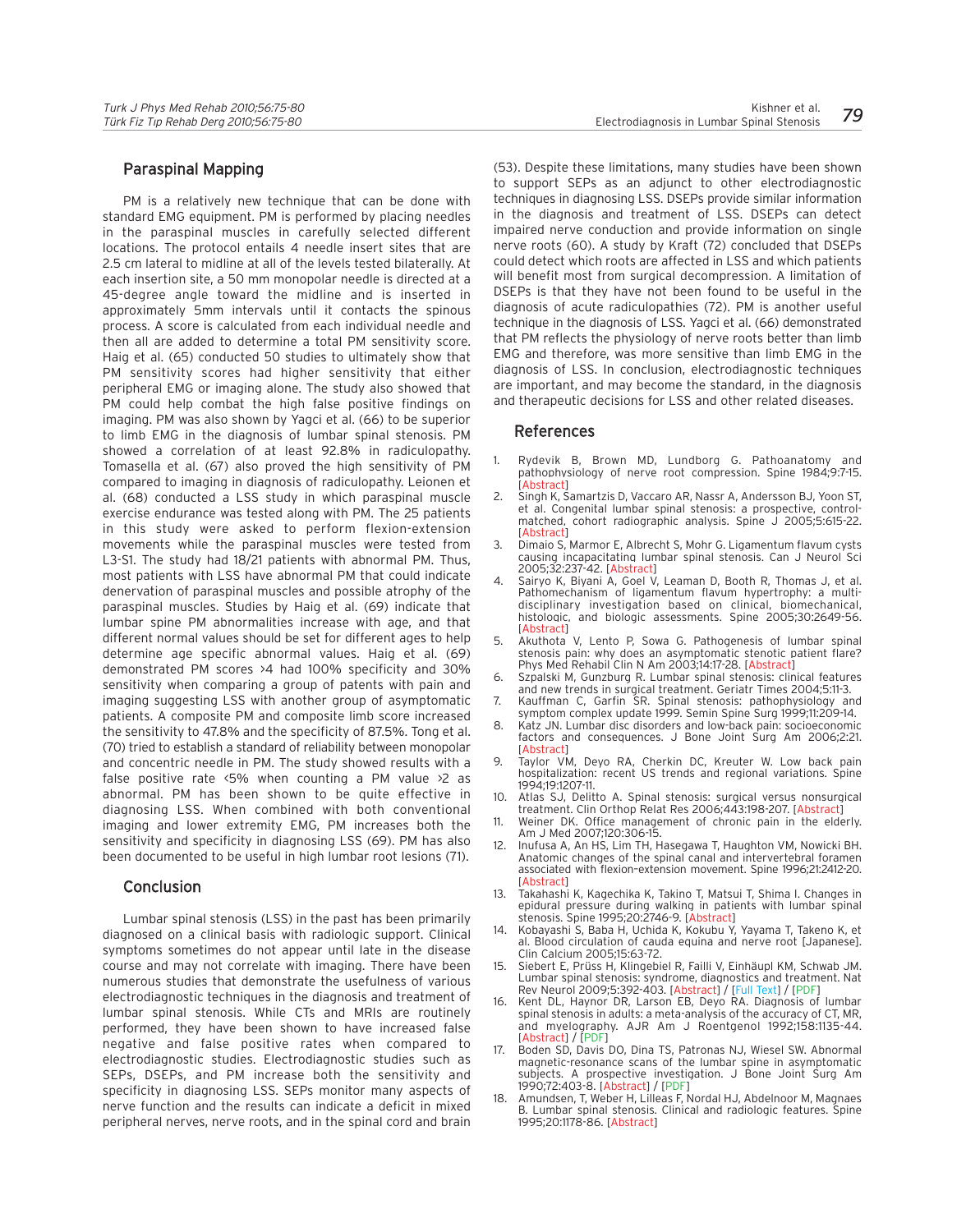## Paraspinal Mapping

PM is a relatively new technique that can be done with standard EMG equipment. PM is performed by placing needles in the paraspinal muscles in carefully selected different locations. The protocol entails 4 needle insert sites that are 2.5 cm lateral to midline at all of the levels tested bilaterally. At each insertion site, a 50 mm monopolar needle is directed at a 45-degree angle toward the midline and is inserted in approximately 5mm intervals until it contacts the spinous process. A score is calculated from each individual needle and then all are added to determine a total PM sensitivity score. Haig et al. (65) conducted 50 studies to ultimately show that PM sensitivity scores had higher sensitivity that either peripheral EMG or imaging alone. The study also showed that PM could help combat the high false positive findings on imaging. PM was also shown by Yagci et al. (66) to be superior to limb EMG in the diagnosis of lumbar spinal stenosis. PM showed a correlation of at least 92.8% in radiculopathy. Tomasella et al. (67) also proved the high sensitivity of PM compared to imaging in diagnosis of radiculopathy. Leionen et al. (68) conducted a LSS study in which paraspinal muscle exercise endurance was tested along with PM. The 25 patients in this study were asked to perform flexion-extension movements while the paraspinal muscles were tested from L3-S1. The study had 18/21 patients with abnormal PM. Thus, most patients with LSS have abnormal PM that could indicate denervation of paraspinal muscles and possible atrophy of the paraspinal muscles. Studies by Haig et al. (69) indicate that lumbar spine PM abnormalities increase with age, and that different normal values should be set for different ages to help determine age specific abnormal values. Haig et al. (69) demonstrated PM scores >4 had 100% specificity and 30% sensitivity when comparing a group of patents with pain and imaging suggesting LSS with another group of asymptomatic patients. A composite PM and composite limb score increased the sensitivity to 47.8% and the specificity of 87.5%. Tong et al. (70) tried to establish a standard of reliability between monopolar and concentric needle in PM. The study showed results with a false positive rate <5% when counting a PM value >2 as abnormal. PM has been shown to be quite effective in diagnosing LSS. When combined with both conventional imaging and lower extremity EMG, PM increases both the sensitivity and specificity in diagnosing LSS (69). PM has also been documented to be useful in high lumbar root lesions (71).

## Conclusion

Lumbar spinal stenosis (LSS) in the past has been primarily diagnosed on a clinical basis with radiologic support. Clinical symptoms sometimes do not appear until late in the disease course and may not correlate with imaging. There have been numerous studies that demonstrate the usefulness of various electrodiagnostic techniques in the diagnosis and treatment of lumbar spinal stenosis. While CTs and MRIs are routinely performed, they have been shown to have increased false negative and false positive rates when compared to electrodiagnostic studies. Electrodiagnostic studies such as SEPs, DSEPs, and PM increase both the sensitivity and specificity in diagnosing LSS. SEPs monitor many aspects of nerve function and the results can indicate a deficit in mixed peripheral nerves, nerve roots, and in the spinal cord and brain (53). Despite these limitations, many studies have been shown to support SEPs as an adjunct to other electrodiagnostic techniques in diagnosing LSS. DSEPs provide similar information in the diagnosis and treatment of LSS. DSEPs can detect impaired nerve conduction and provide information on single nerve roots (60). A study by Kraft (72) concluded that DSEPs could detect which roots are affected in LSS and which patients will benefit most from surgical decompression. A limitation of DSEPs is that they have not been found to be useful in the diagnosis of acute radiculopathies (72). PM is another useful technique in the diagnosis of LSS. Yagci et al. (66) demonstrated that PM reflects the physiology of nerve roots better than limb EMG and therefore, was more sensitive than limb EMG in the diagnosis of LSS. In conclusion, electrodiagnostic techniques are important, and may become the standard, in the diagnosis and therapeutic decisions for LSS and other related diseases.

## References

1. Rydevik B, Brown MD, Lundborg G. Pathoanatomy and pathophysiology of nerve root compression. Spine 1984;9:7-15. [Abstract]
2. Singh K, Samartzis D, Vaccaro AR, Nassr A, Andersson BJ, Yoon ST, et al. Congenital lumbar spinal stenosis: a prospective, control-matched, cohort radiographic analysis. Spine J 2005;5:615-22. [Abstract]
3. Dimaio S, Marmor E, Albrecht S, Mohr G. Ligamentum flavum cysts causing incapacitating lumbar spinal stenosis. Can J Neurol Sci 2005;32:237-42. [Abstract]
4. Sairyo K, Biyani A, Goel V, Leaman D, Booth R, Thomas J, et al. Pathomechanism of ligamentum flavum hypertrophy: a multi-disciplinary investigation based on clinical, biomechanical, histologic, and biologic assessments. Spine 2005;30:2649-56. [Abstract]
5. Akuthota V, Lento P, Sowa G. Pathogenesis of lumbar spinal stenosis pain: why does an asymptomatic stenotic patient flare? Phys Med Rehabil Clin N Am 2003;14:17-28. [Abstract]
6. Szpalski M, Gunzburg R. Lumbar spinal stenosis: clinical features and new trends in surgical treatment. Geriatr Times 2004;5:11-3.
7. Kauffman C, Garfin SR. Spinal stenosis: pathophysiology and symptom complex update 1999. Semin Spine Surg 1999;11:209-14.
8. Katz JN. Lumbar disc disorders and low-back pain: socioeconomic factors and consequences. J Bone Joint Surg Am 2006;2:21. [Abstract]
9. Taylor VM, Deyo RA, Cherkin DC, Kreuter W. Low back pain hospitalization: recent US trends and regional variations. Spine 1994;19:1207-11.
10. Atlas SJ, Delitto A. Spinal stenosis: surgical versus nonsurgical treatment. Clin Orthop Relat Res 2006;443:198-207. [Abstract]
11. Weiner DK. Office management of chronic pain in the elderly. Am J Med 2007;120:306-15.
12. Inufusa A, An HS, Lim TH, Hasegawa T, Haughton VM, Nowicki BH. Anatomic changes of the spinal canal and intervertebral foramen associated with flexion-extension movement. Spine 1996;21:2412-20. [Abstract]
13. Takahashi K, Kagechika K, Takino T, Matsui T, Shima I. Changes in epidural pressure during walking in patients with lumbar spinal stenosis. Spine 1995;20:2746-9. [Abstract]
14. Kobayashi S, Baba H, Uchida K, Kokubu Y, Yayama T, Takeno K, et al. Blood circulation of cauda equina and nerve root [Japanese]. Clin Calcium 2005;15:63-72.
15. Siebert E, Prüss H, Klingebiel R, Failli V, Einhäupl KM, Schwab JM. Lumbar spinal stenosis: syndrome, diagnostics and treatment. Nat Rev Neurol 2009;5:392-403. [Abstract] / [Full Text] / [PDF]
16. Kent DL, Haynor DR, Larson EB, Deyo RA. Diagnosis of lumbar spinal stenosis in adults: a meta-analysis of the accuracy of CT, MR, and myelography. AJR Am J Roentgenol 1992;158:1135-44. [Abstract] / [PDF]
17. Boden SD, Davis DO, Dina TS, Patronas NJ, Wiesel SW. Abnormal magnetic-resonance scans of the lumbar spine in asymptomatic subjects. A prospective investigation. J Bone Joint Surg Am 1990;72:403-8. [Abstract] / [PDF]
18. Amundsen, T, Weber H, Lilleas F, Nordal HJ, Abdelnoor M, Magnaes B. Lumbar spinal stenosis. Clinical and radiologic features. Spine 1995;20:1178-86. [Abstract]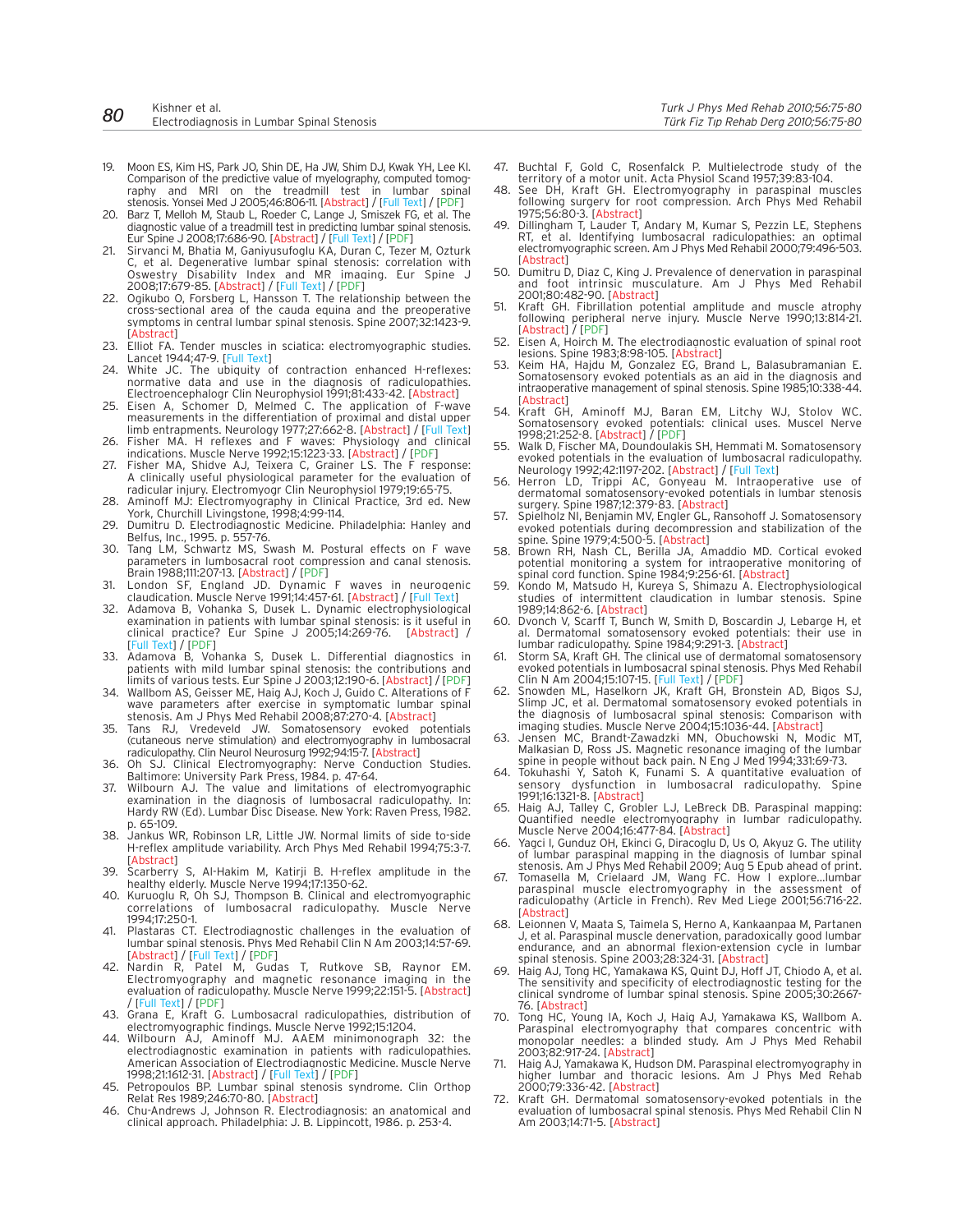19. Moon ES, Kim HS, Park JO, Shin DE, Ha JW, Shim DJ, Kwak YH, Lee KI. Comparison of the predictive value of myelography, computed tomography and MRI on the treadmill test in lumbar spinal stenosis. Yonsei Med J 2005;46:806-11. [Abstract] / [Full Text] / [PDF]
20. Barz T, Melloh M, Staub L, Roeder C, Lange J, Smiszek FG, et al. The diagnostic value of a treadmill test in predicting lumbar spinal stenosis. Eur Spine J 2008;17:686-90. [Abstract] / [Full Text] / [PDF]
21. Sirvanci M, Bhatia M, Ganiyusufoglu KA, Duran C, Tezer M, Ozturk C, et al. Degenerative lumbar spinal stenosis: correlation with Oswestry Disability Index and MR imaging. Eur Spine J 2008;17:679-85. [Abstract] / [Full Text] / [PDF]
22. Ogikubo O, Forsberg L, Hansson T. The relationship between the cross-sectional area of the cauda equina and the preoperative symptoms in central lumbar spinal stenosis. Spine 2007;32:1423-9. [Abstract]
23. Elliot FA. Tender muscles in sciatica: electromyographic studies. Lancet 1944;47-9. [Full Text]
24. White JC. The ubiquity of contraction enhanced H-reflexes: normative data and use in the diagnosis of radiculopathies. Electroencephalogr Clin Neurophysiol 1991;81:433-42. [Abstract]
25. Eisen A, Schomer D, Melmed C. The application of F-wave measurements in the differentiation of proximal and distal upper limb entrapments. Neurology 1977;27:662-8. [Abstract] / [Full Text]
26. Fisher MA. H reflexes and F waves: Physiology and clinical indications. Muscle Nerve 1992;15:1223-33. [Abstract] / [PDF]
27. Fisher MA, Shidve AJ, Teixera C, Grainer LS. The F response: A clinically useful physiological parameter for the evaluation of radicular injury. Electromyogr Clin Neurophysiol 1979;19:65-75.
28. Aminoff MJ: Electromyography in Clinical Practice, 3rd ed. New York, Churchill Livingstone, 1998;4:99-114.
29. Dumitru D. Electrodiagnostic Medicine. Philadelphia: Hanley and Belfus, Inc., 1995. p. 557-76.
30. Tang LM, Schwartz MS, Swash M. Postural effects on F wave parameters in lumbosacral root compression and canal stenosis. Brain 1988;111:207-13. [Abstract] / [PDF]
31. London SF, England JD. Dynamic F waves in neurogenic claudication. Muscle Nerve 1991;14:457-61. [Abstract] / [Full Text]
32. Adamova B, Vohanka S, Dusek L. Dynamic electrophysiological examination in patients with lumbar spinal stenosis: is it useful in clinical practice? Eur Spine J 2005;14:269-76. [Abstract] / [Full Text] / [PDF]
33. Adamova B, Vohanka S, Dusek L. Differential diagnostics in patients with mild lumbar spinal stenosis: the contributions and limits of various tests. Eur Spine J 2003;12:190-6. [Abstract] / [PDF]
34. Wallbom AS, Geisser ME, Haig AJ, Koch J, Guido C. Alterations of F wave parameters after exercise in symptomatic lumbar spinal stenosis. Am J Phys Med Rehabil 2008;87:270-4. [Abstract]
35. Tans RJ, Vredeveld JW. Somatosensory evoked potentials (cutaneous nerve stimulation) and electromyography in lumbosacral radiculopathy. Clin Neurol Neurosurg 1992;94:15-7. [Abstract]
36. Oh SJ. Clinical Electromyography: Nerve Conduction Studies. Baltimore: University Park Press, 1984. p. 47-64.
37. Wilbourn AJ. The value and limitations of electromyographic examination in the diagnosis of lumbosacral radiculopathy. In: Hardy RW (Ed). Lumbar Disc Disease. New York: Raven Press, 1982. p. 65-109.
38. Jankus WR, Robinson LR, Little JW. Normal limits of side to-side H-reflex amplitude variability. Arch Phys Med Rehabil 1994;75:3-7. [Abstract]
39. Scarberry S, Al-Hakim M, Katirji B. H-reflex amplitude in the healthy elderly. Muscle Nerve 1994;17:1350-62.
40. Kuruoglu R, Oh SJ, Thompson B. Clinical and electromyographic correlations of lumbosacral radiculopathy. Muscle Nerve 1994;17:250-1.
41. Plastaras CT. Electrodiagnostic challenges in the evaluation of lumbar spinal stenosis. Phys Med Rehabil Clin N Am 2003;14:57-69. [Abstract] / [Full Text] / [PDF]
42. Nardin R, Patel M, Gudas T, Rutkove SB, Raynor EM. Electromyography and magnetic resonance imaging in the evaluation of radiculopathy. Muscle Nerve 1999;22:151-5. [Abstract] / [Full Text] / [PDF]
43. Grana E, Kraft G. Lumbosacral radiculopathies, distribution of electromyographic findings. Muscle Nerve 1992;15:1204.
44. Wilbourn AJ, Aminoff MJ. AAEM minimonograph 32: the electrodiagnostic examination in patients with radiculopathies. American Association of Electrodiagnostic Medicine. Muscle Nerve 1998;21:1612-31. [Abstract] / [Full Text] / [PDF]
45. Petropoulos BP. Lumbar spinal stenosis syndrome. Clin Orthop Relat Res 1989;246:70-80. [Abstract]
46. Chu-Andrews J, Johnson R. Electrodiagnosis: an anatomical and clinical approach. Philadelphia: J. B. Lippincott, 1986. p. 253-4.
47. Buchtal F, Gold C, Rosenfalck P. Multielectrode study of the territory of a motor unit. Acta Physiol Scand 1957;39:83-104.
48. See DH, Kraft GH. Electromyography in paraspinal muscles following surgery for root compression. Arch Phys Med Rehabil 1975;56:80-3. [Abstract]
49. Dillingham T, Lauder T, Andary M, Kumar S, Pezzin LE, Stephens RT, et al. Identifying lumbosacral radiculopathies: an optimal electromyographic screen. Am J Phys Med Rehabil 2000;79:496-503. [Abstract]
50. Dumitru D, Diaz C, King J. Prevalence of denervation in paraspinal and foot intrinsic musculature. Am J Phys Med Rehabil 2001;80:482-90. [Abstract]
51. Kraft GH. Fibrillation potential amplitude and muscle atrophy following peripheral nerve injury. Muscle Nerve 1990;13:814-21. [Abstract] / [PDF]
52. Eisen A, Hoirch M. The electrodiagnostic evaluation of spinal root lesions. Spine 1983;8:98-105. [Abstract]
53. Keim HA, Hajdu M, Gonzalez EG, Brand L, Balasubramanian E. Somatosensory evoked potentials as an aid in the diagnosis and intraoperative management of spinal stenosis. Spine 1985;10:338-44. [Abstract]
54. Kraft GH, Aminoff MJ, Baran EM, Litchy WJ, Stolov WC. Somatosensory evoked potentials: clinical uses. Muscel Nerve 1998;21:252-8. [Abstract] / [PDF]
55. Walk D, Fischer MA, Doundoulakis SH, Hemmati M. Somatosensory evoked potentials in the evaluation of lumbosacral radiculopathy. Neurology 1992;42:1197-202. [Abstract] / [Full Text]
56. Herron LD, Trippi AC, Gonyeau M. Intraoperative use of dermatomal somatosensory-evoked potentials in lumbar stenosis surgery. Spine 1987;12:379-83. [Abstract]
57. Spielholz NI, Benjamin MV, Engler GL, Ransohoff J. Somatosensory evoked potentials during decompression and stabilization of the spine. Spine 1979;4:500-5. [Abstract]
58. Brown RH, Nash CL, Berilla JA, Amaddio MD. Cortical evoked potential monitoring a system for intraoperative monitoring of spinal cord function. Spine 1984;9:256-61. [Abstract]
59. Kondo M, Matsudo H, Kureya S, Shimazu A. Electrophysiological studies of intermittent claudication in lumbar stenosis. Spine 1989;14:862-6. [Abstract]
60. Dvonch V, Scarff T, Bunch W, Smith D, Boscardin J, Lebarge H, et al. Dermatomal somatosensory evoked potentials: their use in lumbar radiculopathy. Spine 1984;9:291-3. [Abstract]
61. Storm SA, Kraft GH. The clinical use of dermatomal somatosensory evoked potentials in lumbosacral spinal stenosis. Phys Med Rehabil Clin N Am 2004;15:107-15. [Full Text] / [PDF]
62. Snowden ML, Haselkorn JK, Kraft GH, Bronstein AD, Bigos SJ, Slimp JC, et al. Dermatomal somatosensory evoked potentials in the diagnosis of lumbosacral spinal stenosis: Comparison with imaging studies. Muscle Nerve 2004;15:1036-44. [Abstract]
63. Jensen MC, Brandt-Zawadzki MN, Obuchowski N, Modic MT, Malkasian D, Ross JS. Magnetic resonance imaging of the lumbar spine in people without back pain. N Eng J Med 1994;331:69-73.
64. Tokuhashi Y, Satoh K, Funami S. A quantitative evaluation of sensory dysfunction in lumbosacral radiculopathy. Spine 1991;16:1321-8. [Abstract]
65. Haig AJ, Talley C, Grobler LJ, LeBreck DB. Paraspinal mapping: Quantified needle electromyography in lumbar radiculopathy. Muscle Nerve 2004;16:477-84. [Abstract]
66. Yagci I, Gunduz OH, Ekinci G, Diracoglu D, Us O, Akyuz G. The utility of lumbar paraspinal mapping in the diagnosis of lumbar spinal stenosis. Am J Phys Med Rehabil 2009; Aug 5 Epub ahead of print.
67. Tomasella M, Crielaard JM, Wang FC. How I explore...lumbar paraspinal muscle electromyography in the assessment of radiculopathy (Article in French). Rev Med Liege 2001;56:716-22. [Abstract]
68. Leionnen V, Maata S, Taimela S, Herno A, Kankaanpaa M, Partanen J, et al. Paraspinal muscle denervation, paradoxically good lumbar endurance, and an abnormal flexion-extension cycle in lumbar spinal stenosis. Spine 2003;28:324-31. [Abstract]
69. Haig AJ, Tong HC, Yamakawa KS, Quint DJ, Hoff JT, Chiodo A, et al. The sensitivity and specificity of electrodiagnostic testing for the clinical syndrome of lumbar spinal stenosis. Spine 2005;30:2667-76. [Abstract]
70. Tong HC, Young IA, Koch J, Haig AJ, Yamakawa KS, Wallbom A. Paraspinal electromyography that compares concentric with monopolar needles: a blinded study. Am J Phys Med Rehabil 2003;82:917-24. [Abstract]
71. Haig AJ, Yamakawa K, Hudson DM. Paraspinal electromyography in higher lumbar and thoracic lesions. Am J Phys Med Rehab 2000;79:336-42. [Abstract]
72. Kraft GH. Dermatomal somatosensory-evoked potentials in the evaluation of lumbosacral spinal stenosis. Phys Med Rehabil Clin N Am 2003;14:71-5. [Abstract]